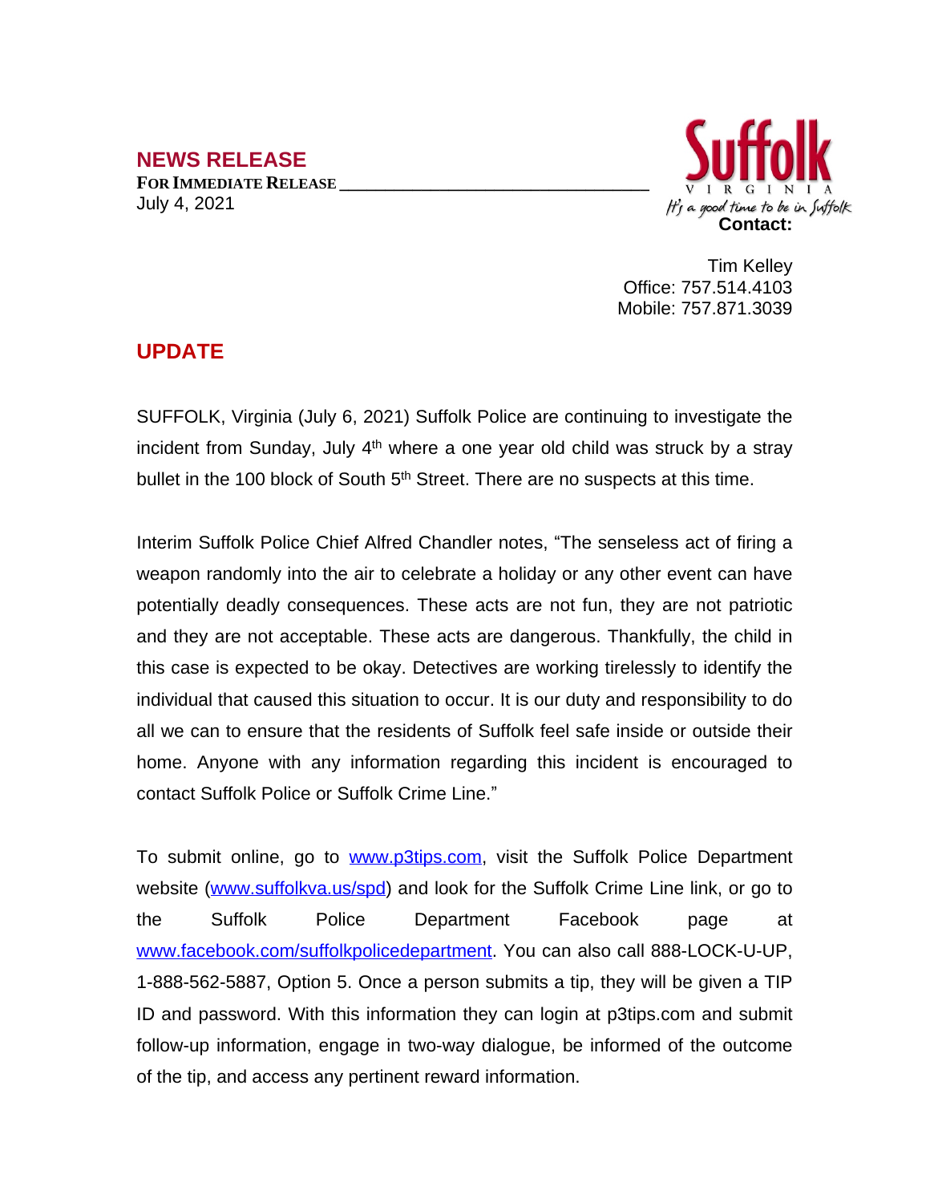## NEWS RELEASE

**FOR IMMEDIATE RELEASE**
July 4, 2021

Suffolk
VIRGINIA
*It's a good time to be in Suffolk*

**Contact:**

Tim Kelley
Office: 757.514.4103
Mobile: 757.871.3039

## UPDATE

SUFFOLK, Virginia (July 6, 2021) Suffolk Police are continuing to investigate the incident from Sunday, July 4th where a one year old child was struck by a stray bullet in the 100 block of South 5th Street. There are no suspects at this time.

Interim Suffolk Police Chief Alfred Chandler notes, "The senseless act of firing a weapon randomly into the air to celebrate a holiday or any other event can have potentially deadly consequences. These acts are not fun, they are not patriotic and they are not acceptable. These acts are dangerous. Thankfully, the child in this case is expected to be okay. Detectives are working tirelessly to identify the individual that caused this situation to occur. It is our duty and responsibility to do all we can to ensure that the residents of Suffolk feel safe inside or outside their home. Anyone with any information regarding this incident is encouraged to contact Suffolk Police or Suffolk Crime Line."

To submit online, go to www.p3tips.com, visit the Suffolk Police Department website (www.suffolkva.us/spd) and look for the Suffolk Crime Line link, or go to the Suffolk Police Department Facebook page at www.facebook.com/suffolkpolicedepartment. You can also call 888-LOCK-U-UP, 1-888-562-5887, Option 5. Once a person submits a tip, they will be given a TIP ID and password. With this information they can login at p3tips.com and submit follow-up information, engage in two-way dialogue, be informed of the outcome of the tip, and access any pertinent reward information.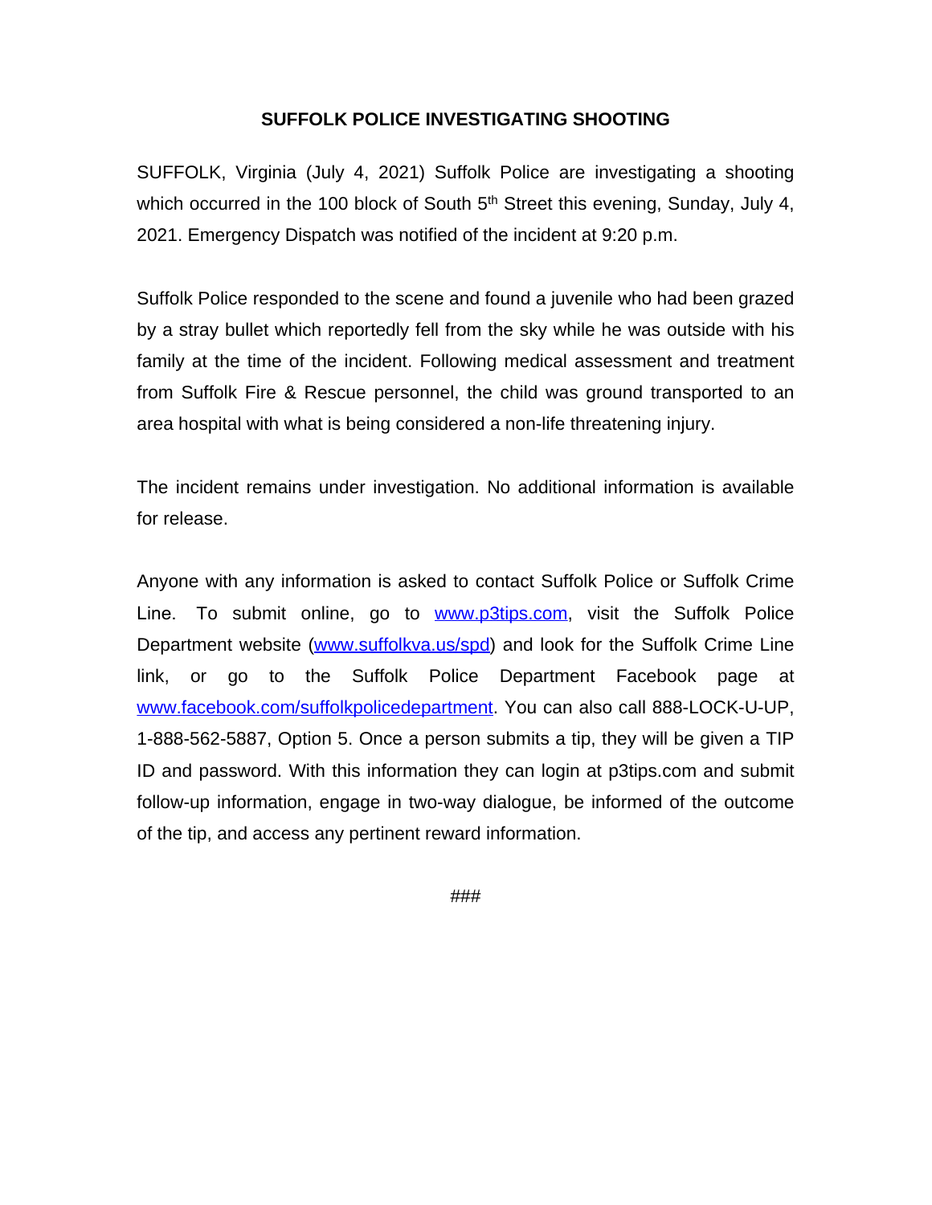# SUFFOLK POLICE INVESTIGATING SHOOTING

SUFFOLK, Virginia (July 4, 2021) Suffolk Police are investigating a shooting which occurred in the 100 block of South 5th Street this evening, Sunday, July 4, 2021. Emergency Dispatch was notified of the incident at 9:20 p.m.

Suffolk Police responded to the scene and found a juvenile who had been grazed by a stray bullet which reportedly fell from the sky while he was outside with his family at the time of the incident. Following medical assessment and treatment from Suffolk Fire & Rescue personnel, the child was ground transported to an area hospital with what is being considered a non-life threatening injury.

The incident remains under investigation. No additional information is available for release.

Anyone with any information is asked to contact Suffolk Police or Suffolk Crime Line. To submit online, go to [www.p3tips.com](http://www.p3tips.com), visit the Suffolk Police Department website ([www.suffolkva.us/spd](http://www.suffolkva.us/spd)) and look for the Suffolk Crime Line link, or go to the Suffolk Police Department Facebook page at [www.facebook.com/suffolkpolicedepartment](http://www.facebook.com/suffolkpolicedepartment). You can also call 888-LOCK-U-UP, 1-888-562-5887, Option 5. Once a person submits a tip, they will be given a TIP ID and password. With this information they can login at p3tips.com and submit follow-up information, engage in two-way dialogue, be informed of the outcome of the tip, and access any pertinent reward information.

###